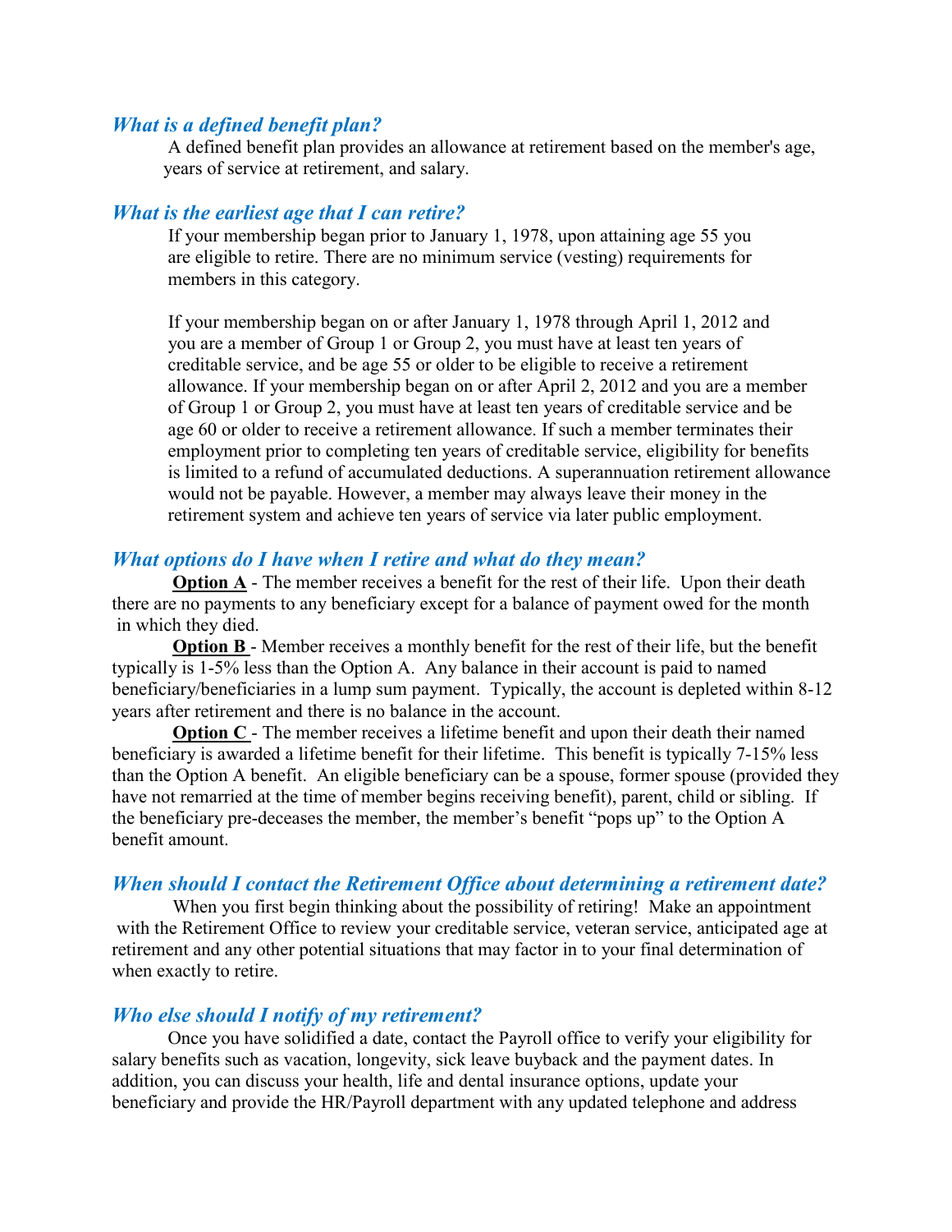### *What is a defined benefit plan?*

A defined benefit plan provides an allowance at retirement based on the member's age, years of service at retirement, and salary.

### *What is the earliest age that I can retire?*

If your membership began prior to January 1, 1978, upon attaining age 55 you are eligible to retire. There are no minimum service (vesting) requirements for members in this category.

If your membership began on or after January 1, 1978 through April 1, 2012 and you are a member of Group 1 or Group 2, you must have at least ten years of creditable service, and be age 55 or older to be eligible to receive a retirement allowance. If your membership began on or after April 2, 2012 and you are a member of Group 1 or Group 2, you must have at least ten years of creditable service and be age 60 or older to receive a retirement allowance. If such a member terminates their employment prior to completing ten years of creditable service, eligibility for benefits is limited to a refund of accumulated deductions. A superannuation retirement allowance would not be payable. However, a member may always leave their money in the retirement system and achieve ten years of service via later public employment.

### *What options do I have when I retire and what do they mean?*

**Option A** - The member receives a benefit for the rest of their life. Upon their death there are no payments to any beneficiary except for a balance of payment owed for the month in which they died.

**Option B** - Member receives a monthly benefit for the rest of their life, but the benefit typically is 1-5% less than the Option A. Any balance in their account is paid to named beneficiary/beneficiaries in a lump sum payment. Typically, the account is depleted within 8-12 years after retirement and there is no balance in the account.

**Option C** - The member receives a lifetime benefit and upon their death their named beneficiary is awarded a lifetime benefit for their lifetime. This benefit is typically 7-15% less than the Option A benefit. An eligible beneficiary can be a spouse, former spouse (provided they have not remarried at the time of member begins receiving benefit), parent, child or sibling. If the beneficiary pre-deceases the member, the member's benefit "pops up" to the Option A benefit amount.

### *When should I contact the Retirement Office about determining a retirement date?*

When you first begin thinking about the possibility of retiring! Make an appointment with the Retirement Office to review your creditable service, veteran service, anticipated age at retirement and any other potential situations that may factor in to your final determination of when exactly to retire.

### *Who else should I notify of my retirement?*

Once you have solidified a date, contact the Payroll office to verify your eligibility for salary benefits such as vacation, longevity, sick leave buyback and the payment dates. In addition, you can discuss your health, life and dental insurance options, update your beneficiary and provide the HR/Payroll department with any updated telephone and address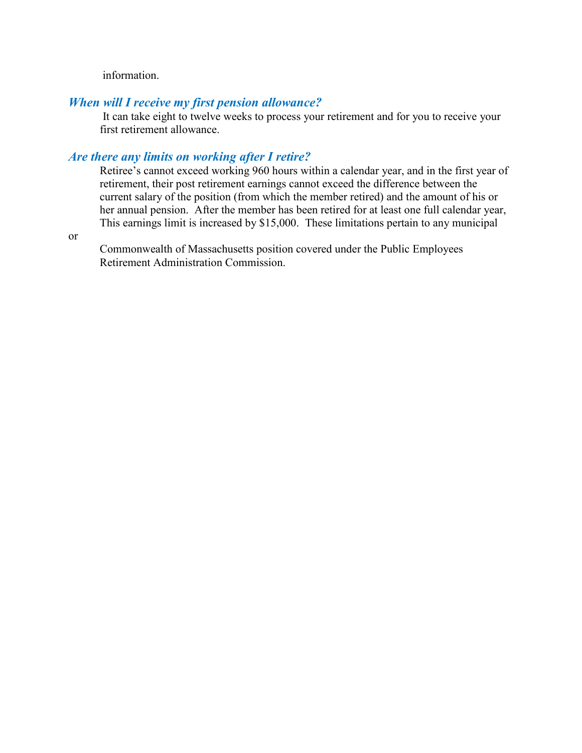information.

### *When will I receive my first pension allowance?*

It can take eight to twelve weeks to process your retirement and for you to receive your first retirement allowance.

### *Are there any limits on working after I retire?*

Retiree's cannot exceed working 960 hours within a calendar year, and in the first year of retirement, their post retirement earnings cannot exceed the difference between the current salary of the position (from which the member retired) and the amount of his or her annual pension. After the member has been retired for at least one full calendar year, This earnings limit is increased by $15,000. These limitations pertain to any municipal or Commonwealth of Massachusetts position covered under the Public Employees Retirement Administration Commission.